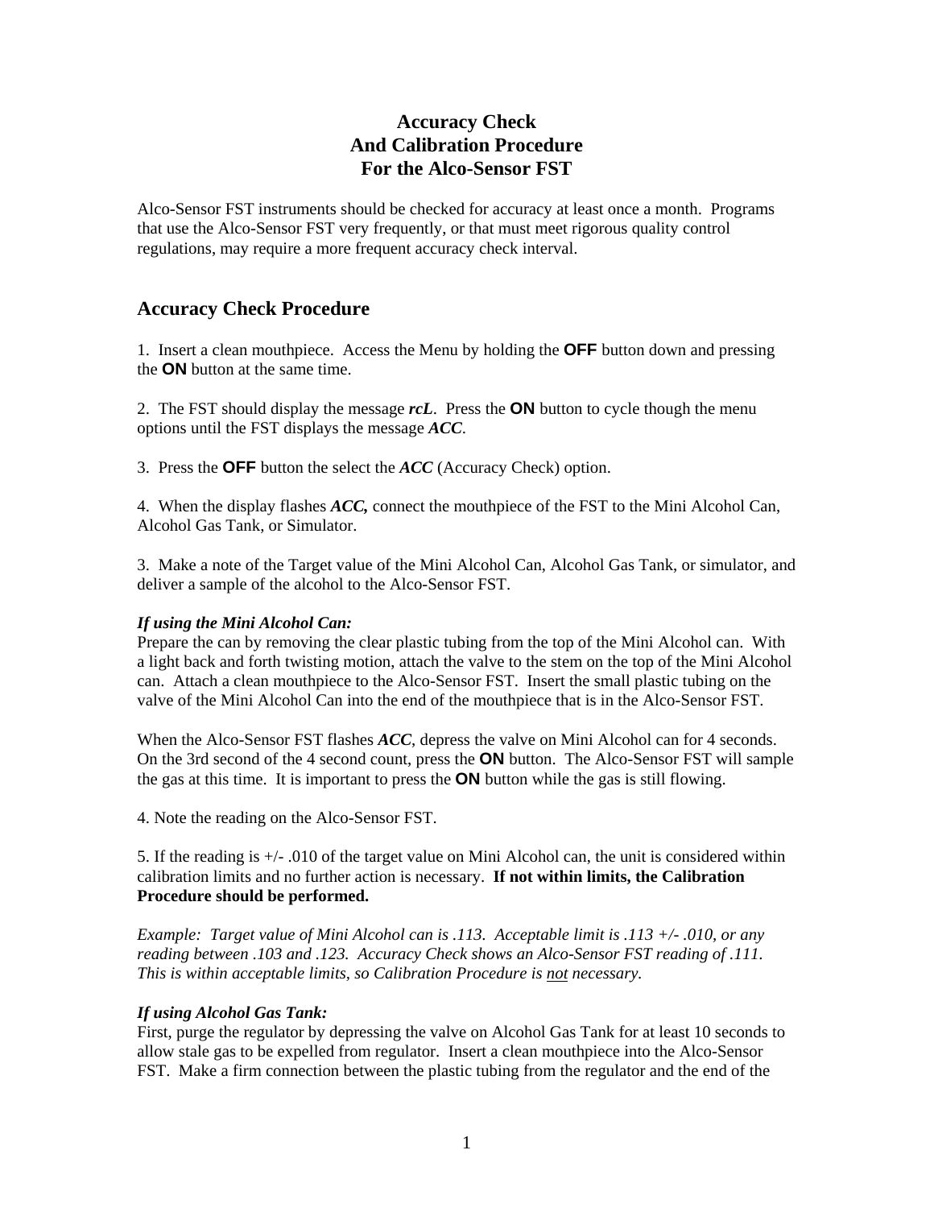# Accuracy Check And Calibration Procedure For the Alco-Sensor FST

Alco-Sensor FST instruments should be checked for accuracy at least once a month. Programs that use the Alco-Sensor FST very frequently, or that must meet rigorous quality control regulations, may require a more frequent accuracy check interval.

## Accuracy Check Procedure

1. Insert a clean mouthpiece. Access the Menu by holding the **OFF** button down and pressing the **ON** button at the same time.

2. The FST should display the message ***rcL***. Press the **ON** button to cycle though the menu options until the FST displays the message ***ACC***.

3. Press the **OFF** button the select the ***ACC*** (Accuracy Check) option.

4. When the display flashes ***ACC,*** connect the mouthpiece of the FST to the Mini Alcohol Can, Alcohol Gas Tank, or Simulator.

3. Make a note of the Target value of the Mini Alcohol Can, Alcohol Gas Tank, or simulator, and deliver a sample of the alcohol to the Alco-Sensor FST.

***If using the Mini Alcohol Can:***
Prepare the can by removing the clear plastic tubing from the top of the Mini Alcohol can. With a light back and forth twisting motion, attach the valve to the stem on the top of the Mini Alcohol can. Attach a clean mouthpiece to the Alco-Sensor FST. Insert the small plastic tubing on the valve of the Mini Alcohol Can into the end of the mouthpiece that is in the Alco-Sensor FST.

When the Alco-Sensor FST flashes ***ACC***, depress the valve on Mini Alcohol can for 4 seconds. On the 3rd second of the 4 second count, press the **ON** button. The Alco-Sensor FST will sample the gas at this time. It is important to press the **ON** button while the gas is still flowing.

4. Note the reading on the Alco-Sensor FST.

5. If the reading is +/- .010 of the target value on Mini Alcohol can, the unit is considered within calibration limits and no further action is necessary. **If not within limits, the Calibration Procedure should be performed.**

*Example: Target value of Mini Alcohol can is .113. Acceptable limit is .113 +/- .010, or any reading between .103 and .123. Accuracy Check shows an Alco-Sensor FST reading of .111. This is within acceptable limits, so Calibration Procedure is <u>not</u> necessary.*

***If using Alcohol Gas Tank:***
First, purge the regulator by depressing the valve on Alcohol Gas Tank for at least 10 seconds to allow stale gas to be expelled from regulator. Insert a clean mouthpiece into the Alco-Sensor FST. Make a firm connection between the plastic tubing from the regulator and the end of the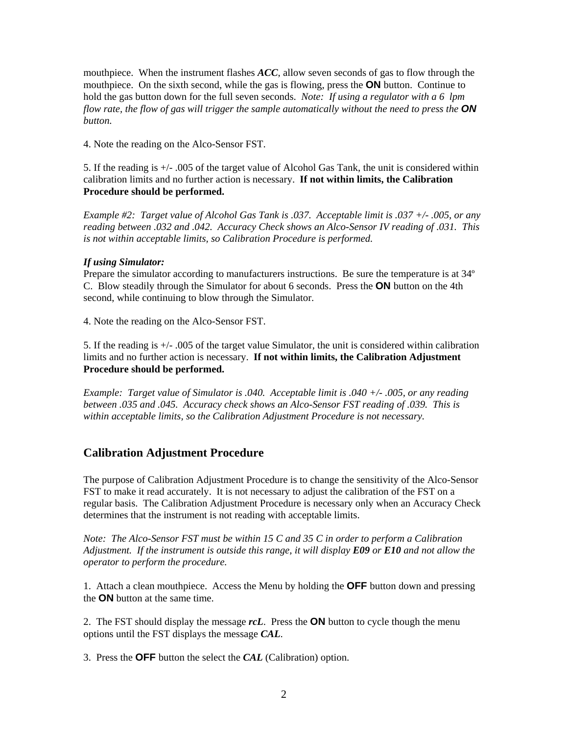mouthpiece. When the instrument flashes ***ACC***, allow seven seconds of gas to flow through the mouthpiece. On the sixth second, while the gas is flowing, press the **ON** button. Continue to hold the gas button down for the full seven seconds. *Note: If using a regulator with a 6 lpm flow rate, the flow of gas will trigger the sample automatically without the need to press the* ***ON*** *button.*

4. Note the reading on the Alco-Sensor FST.

5. If the reading is +/- .005 of the target value of Alcohol Gas Tank, the unit is considered within calibration limits and no further action is necessary. **If not within limits, the Calibration Procedure should be performed.**

*Example #2: Target value of Alcohol Gas Tank is .037. Acceptable limit is .037 +/- .005, or any reading between .032 and .042. Accuracy Check shows an Alco-Sensor IV reading of .031. This is not within acceptable limits, so Calibration Procedure is performed.*

***If using Simulator:***
Prepare the simulator according to manufacturers instructions. Be sure the temperature is at 34º C. Blow steadily through the Simulator for about 6 seconds. Press the **ON** button on the 4th second, while continuing to blow through the Simulator.

4. Note the reading on the Alco-Sensor FST.

5. If the reading is +/- .005 of the target value Simulator, the unit is considered within calibration limits and no further action is necessary. **If not within limits, the Calibration Adjustment Procedure should be performed.**

*Example: Target value of Simulator is .040. Acceptable limit is .040 +/- .005, or any reading between .035 and .045. Accuracy check shows an Alco-Sensor FST reading of .039. This is within acceptable limits, so the Calibration Adjustment Procedure is not necessary.*

## Calibration Adjustment Procedure

The purpose of Calibration Adjustment Procedure is to change the sensitivity of the Alco-Sensor FST to make it read accurately. It is not necessary to adjust the calibration of the FST on a regular basis. The Calibration Adjustment Procedure is necessary only when an Accuracy Check determines that the instrument is not reading with acceptable limits.

*Note: The Alco-Sensor FST must be within 15 C and 35 C in order to perform a Calibration Adjustment. If the instrument is outside this range, it will display* ***E09*** *or* ***E10*** *and not allow the operator to perform the procedure.*

1. Attach a clean mouthpiece. Access the Menu by holding the **OFF** button down and pressing the **ON** button at the same time.

2. The FST should display the message ***rcL***. Press the **ON** button to cycle though the menu options until the FST displays the message ***CAL***.

3. Press the **OFF** button the select the ***CAL*** (Calibration) option.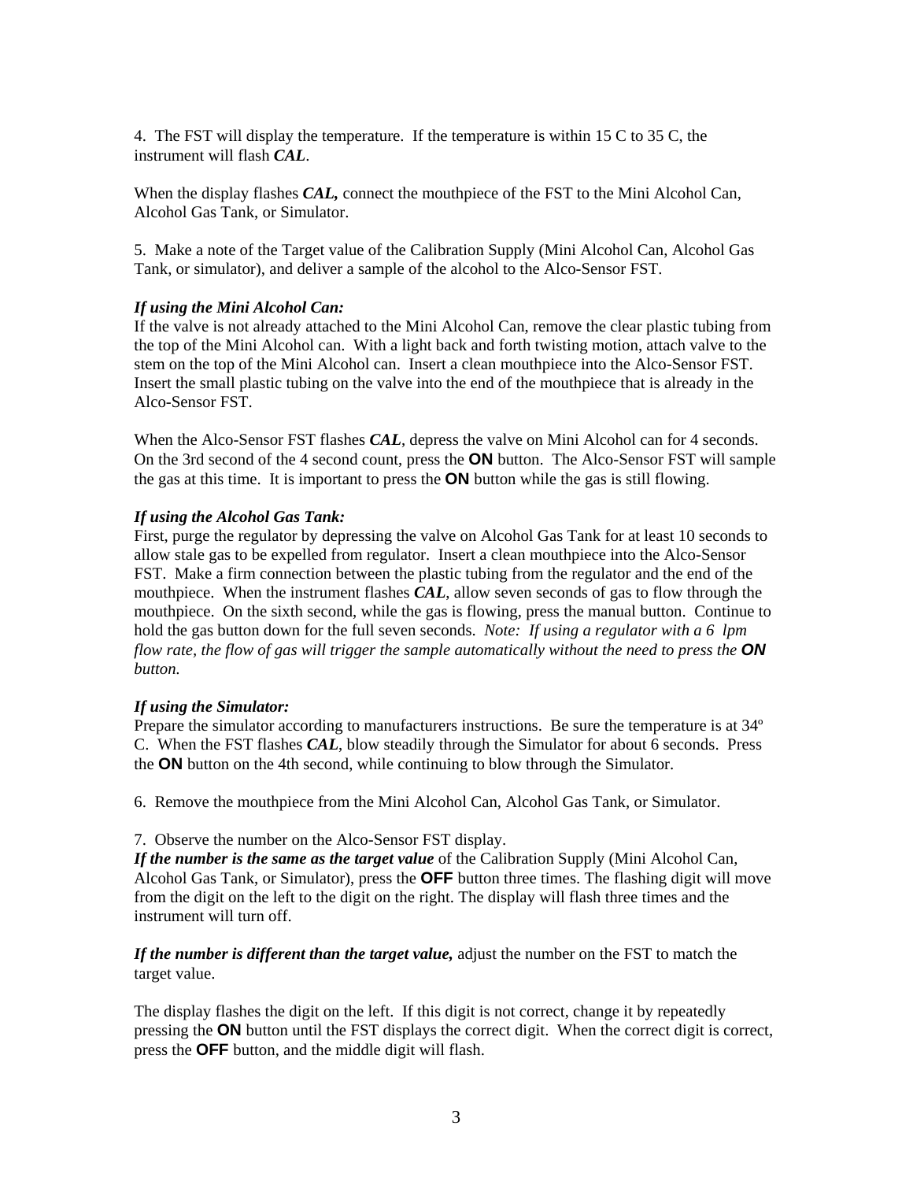4. The FST will display the temperature. If the temperature is within 15 C to 35 C, the instrument will flash ***CAL***.

When the display flashes ***CAL,*** connect the mouthpiece of the FST to the Mini Alcohol Can, Alcohol Gas Tank, or Simulator.

5. Make a note of the Target value of the Calibration Supply (Mini Alcohol Can, Alcohol Gas Tank, or simulator), and deliver a sample of the alcohol to the Alco-Sensor FST.

***If using the Mini Alcohol Can:***
If the valve is not already attached to the Mini Alcohol Can, remove the clear plastic tubing from the top of the Mini Alcohol can. With a light back and forth twisting motion, attach valve to the stem on the top of the Mini Alcohol can. Insert a clean mouthpiece into the Alco-Sensor FST. Insert the small plastic tubing on the valve into the end of the mouthpiece that is already in the Alco-Sensor FST.

When the Alco-Sensor FST flashes ***CAL***, depress the valve on Mini Alcohol can for 4 seconds. On the 3rd second of the 4 second count, press the **ON** button. The Alco-Sensor FST will sample the gas at this time. It is important to press the **ON** button while the gas is still flowing.

***If using the Alcohol Gas Tank:***
First, purge the regulator by depressing the valve on Alcohol Gas Tank for at least 10 seconds to allow stale gas to be expelled from regulator. Insert a clean mouthpiece into the Alco-Sensor FST. Make a firm connection between the plastic tubing from the regulator and the end of the mouthpiece. When the instrument flashes ***CAL***, allow seven seconds of gas to flow through the mouthpiece. On the sixth second, while the gas is flowing, press the manual button. Continue to hold the gas button down for the full seven seconds. *Note: If using a regulator with a 6 lpm flow rate, the flow of gas will trigger the sample automatically without the need to press the* ***ON*** *button.*

***If using the Simulator:***
Prepare the simulator according to manufacturers instructions. Be sure the temperature is at 34º C. When the FST flashes ***CAL***, blow steadily through the Simulator for about 6 seconds. Press the **ON** button on the 4th second, while continuing to blow through the Simulator.

6. Remove the mouthpiece from the Mini Alcohol Can, Alcohol Gas Tank, or Simulator.

7. Observe the number on the Alco-Sensor FST display.
***If the number is the same as the target value*** of the Calibration Supply (Mini Alcohol Can, Alcohol Gas Tank, or Simulator), press the **OFF** button three times. The flashing digit will move from the digit on the left to the digit on the right. The display will flash three times and the instrument will turn off.

***If the number is different than the target value,*** adjust the number on the FST to match the target value.

The display flashes the digit on the left. If this digit is not correct, change it by repeatedly pressing the **ON** button until the FST displays the correct digit. When the correct digit is correct, press the **OFF** button, and the middle digit will flash.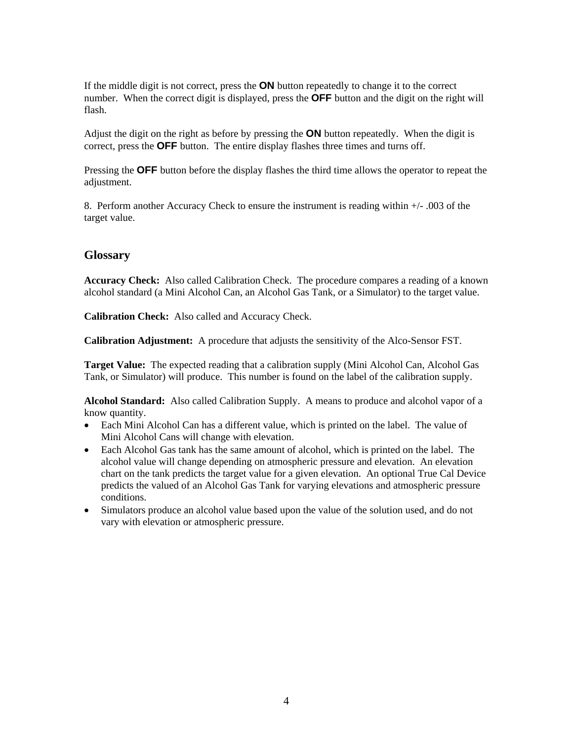If the middle digit is not correct, press the **ON** button repeatedly to change it to the correct number. When the correct digit is displayed, press the **OFF** button and the digit on the right will flash.

Adjust the digit on the right as before by pressing the **ON** button repeatedly. When the digit is correct, press the **OFF** button. The entire display flashes three times and turns off.

Pressing the **OFF** button before the display flashes the third time allows the operator to repeat the adjustment.

8. Perform another Accuracy Check to ensure the instrument is reading within +/- .003 of the target value.

## Glossary

**Accuracy Check:** Also called Calibration Check. The procedure compares a reading of a known alcohol standard (a Mini Alcohol Can, an Alcohol Gas Tank, or a Simulator) to the target value.

**Calibration Check:** Also called and Accuracy Check.

**Calibration Adjustment:** A procedure that adjusts the sensitivity of the Alco-Sensor FST.

**Target Value:** The expected reading that a calibration supply (Mini Alcohol Can, Alcohol Gas Tank, or Simulator) will produce. This number is found on the label of the calibration supply.

**Alcohol Standard:** Also called Calibration Supply. A means to produce and alcohol vapor of a know quantity.

- Each Mini Alcohol Can has a different value, which is printed on the label. The value of Mini Alcohol Cans will change with elevation.
- Each Alcohol Gas tank has the same amount of alcohol, which is printed on the label. The alcohol value will change depending on atmospheric pressure and elevation. An elevation chart on the tank predicts the target value for a given elevation. An optional True Cal Device predicts the valued of an Alcohol Gas Tank for varying elevations and atmospheric pressure conditions.
- Simulators produce an alcohol value based upon the value of the solution used, and do not vary with elevation or atmospheric pressure.